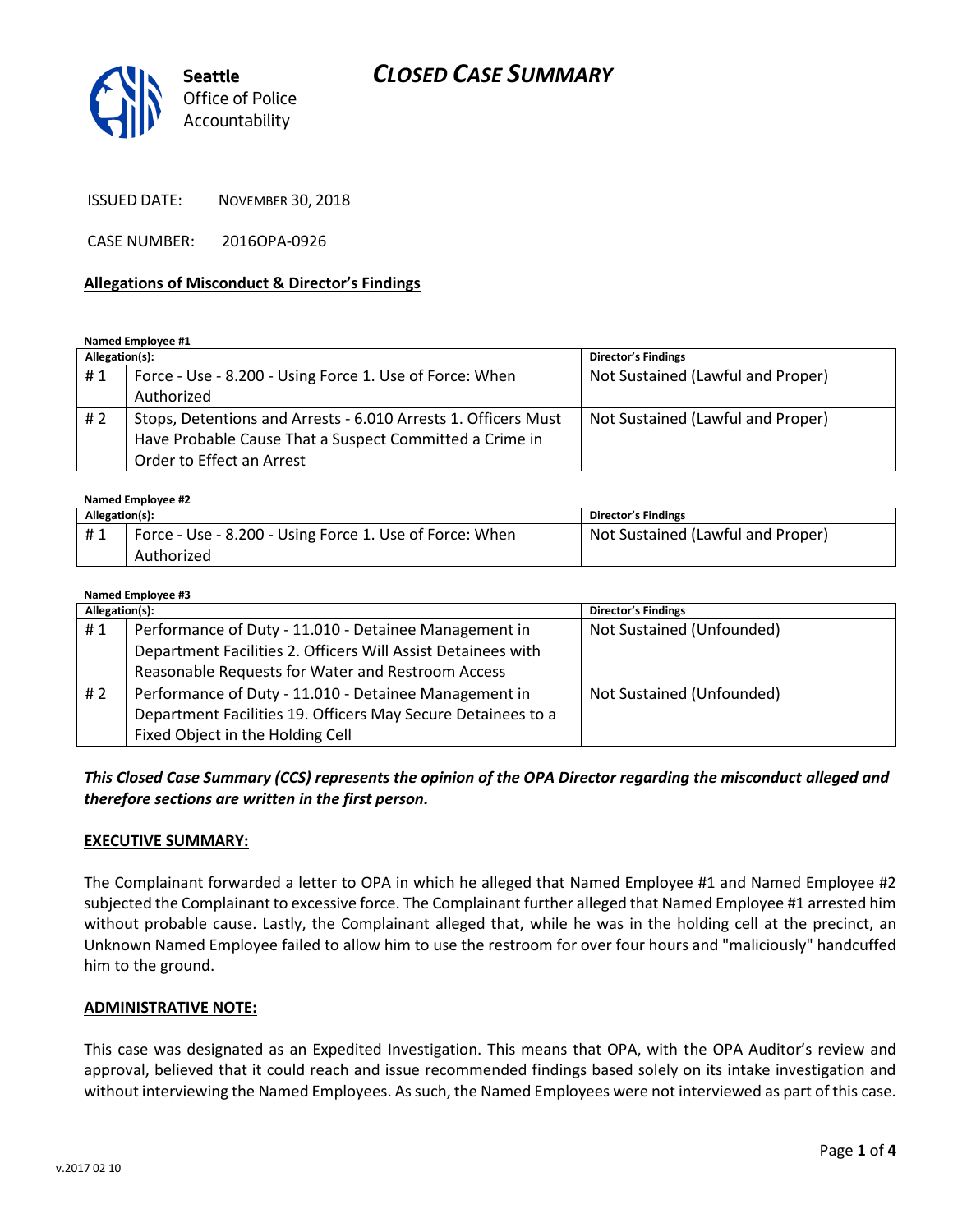Seattle Office of Police Accountability

# CLOSED CASE SUMMARY

ISSUED DATE: NOVEMBER 30, 2018

CASE NUMBER: 2016OPA-0926

## Allegations of Misconduct & Director's Findings

**Named Employee #1**

| Allegation(s): | | Director's Findings |
|---|---|---|
| # 1 | Force - Use - 8.200 - Using Force 1. Use of Force: When Authorized | Not Sustained (Lawful and Proper) |
| # 2 | Stops, Detentions and Arrests - 6.010 Arrests 1. Officers Must Have Probable Cause That a Suspect Committed a Crime in Order to Effect an Arrest | Not Sustained (Lawful and Proper) |

**Named Employee #2**

| Allegation(s): | | Director's Findings |
|---|---|---|
| # 1 | Force - Use - 8.200 - Using Force 1. Use of Force: When Authorized | Not Sustained (Lawful and Proper) |

**Named Employee #3**

| Allegation(s): | | Director's Findings |
|---|---|---|
| # 1 | Performance of Duty - 11.010 - Detainee Management in Department Facilities 2. Officers Will Assist Detainees with Reasonable Requests for Water and Restroom Access | Not Sustained (Unfounded) |
| # 2 | Performance of Duty - 11.010 - Detainee Management in Department Facilities 19. Officers May Secure Detainees to a Fixed Object in the Holding Cell | Not Sustained (Unfounded) |

***This Closed Case Summary (CCS) represents the opinion of the OPA Director regarding the misconduct alleged and therefore sections are written in the first person.***

### EXECUTIVE SUMMARY:

The Complainant forwarded a letter to OPA in which he alleged that Named Employee #1 and Named Employee #2 subjected the Complainant to excessive force. The Complainant further alleged that Named Employee #1 arrested him without probable cause. Lastly, the Complainant alleged that, while he was in the holding cell at the precinct, an Unknown Named Employee failed to allow him to use the restroom for over four hours and "maliciously" handcuffed him to the ground.

### ADMINISTRATIVE NOTE:

This case was designated as an Expedited Investigation. This means that OPA, with the OPA Auditor's review and approval, believed that it could reach and issue recommended findings based solely on its intake investigation and without interviewing the Named Employees. As such, the Named Employees were not interviewed as part of this case.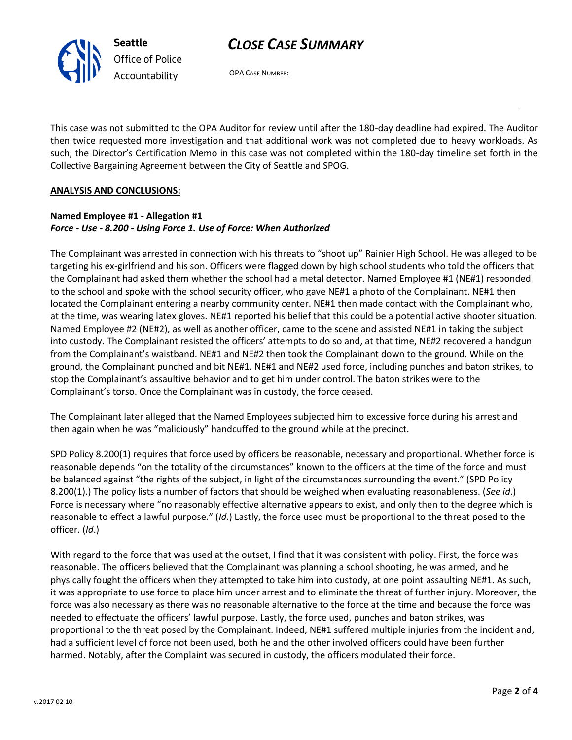This case was not submitted to the OPA Auditor for review until after the 180-day deadline had expired. The Auditor then twice requested more investigation and that additional work was not completed due to heavy workloads. As such, the Director's Certification Memo in this case was not completed within the 180-day timeline set forth in the Collective Bargaining Agreement between the City of Seattle and SPOG.

**ANALYSIS AND CONCLUSIONS:**

**Named Employee #1 - Allegation #1**
***Force - Use - 8.200 - Using Force 1. Use of Force: When Authorized***

The Complainant was arrested in connection with his threats to "shoot up" Rainier High School. He was alleged to be targeting his ex-girlfriend and his son. Officers were flagged down by high school students who told the officers that the Complainant had asked them whether the school had a metal detector. Named Employee #1 (NE#1) responded to the school and spoke with the school security officer, who gave NE#1 a photo of the Complainant. NE#1 then located the Complainant entering a nearby community center. NE#1 then made contact with the Complainant who, at the time, was wearing latex gloves. NE#1 reported his belief that this could be a potential active shooter situation. Named Employee #2 (NE#2), as well as another officer, came to the scene and assisted NE#1 in taking the subject into custody. The Complainant resisted the officers' attempts to do so and, at that time, NE#2 recovered a handgun from the Complainant's waistband. NE#1 and NE#2 then took the Complainant down to the ground. While on the ground, the Complainant punched and bit NE#1. NE#1 and NE#2 used force, including punches and baton strikes, to stop the Complainant's assaultive behavior and to get him under control. The baton strikes were to the Complainant's torso. Once the Complainant was in custody, the force ceased.

The Complainant later alleged that the Named Employees subjected him to excessive force during his arrest and then again when he was "maliciously" handcuffed to the ground while at the precinct.

SPD Policy 8.200(1) requires that force used by officers be reasonable, necessary and proportional. Whether force is reasonable depends "on the totality of the circumstances" known to the officers at the time of the force and must be balanced against "the rights of the subject, in light of the circumstances surrounding the event." (SPD Policy 8.200(1).) The policy lists a number of factors that should be weighed when evaluating reasonableness. (*See id*.) Force is necessary where "no reasonably effective alternative appears to exist, and only then to the degree which is reasonable to effect a lawful purpose." (*Id*.) Lastly, the force used must be proportional to the threat posed to the officer. (*Id*.)

With regard to the force that was used at the outset, I find that it was consistent with policy. First, the force was reasonable. The officers believed that the Complainant was planning a school shooting, he was armed, and he physically fought the officers when they attempted to take him into custody, at one point assaulting NE#1. As such, it was appropriate to use force to place him under arrest and to eliminate the threat of further injury. Moreover, the force was also necessary as there was no reasonable alternative to the force at the time and because the force was needed to effectuate the officers' lawful purpose. Lastly, the force used, punches and baton strikes, was proportional to the threat posed by the Complainant. Indeed, NE#1 suffered multiple injuries from the incident and, had a sufficient level of force not been used, both he and the other involved officers could have been further harmed. Notably, after the Complaint was secured in custody, the officers modulated their force.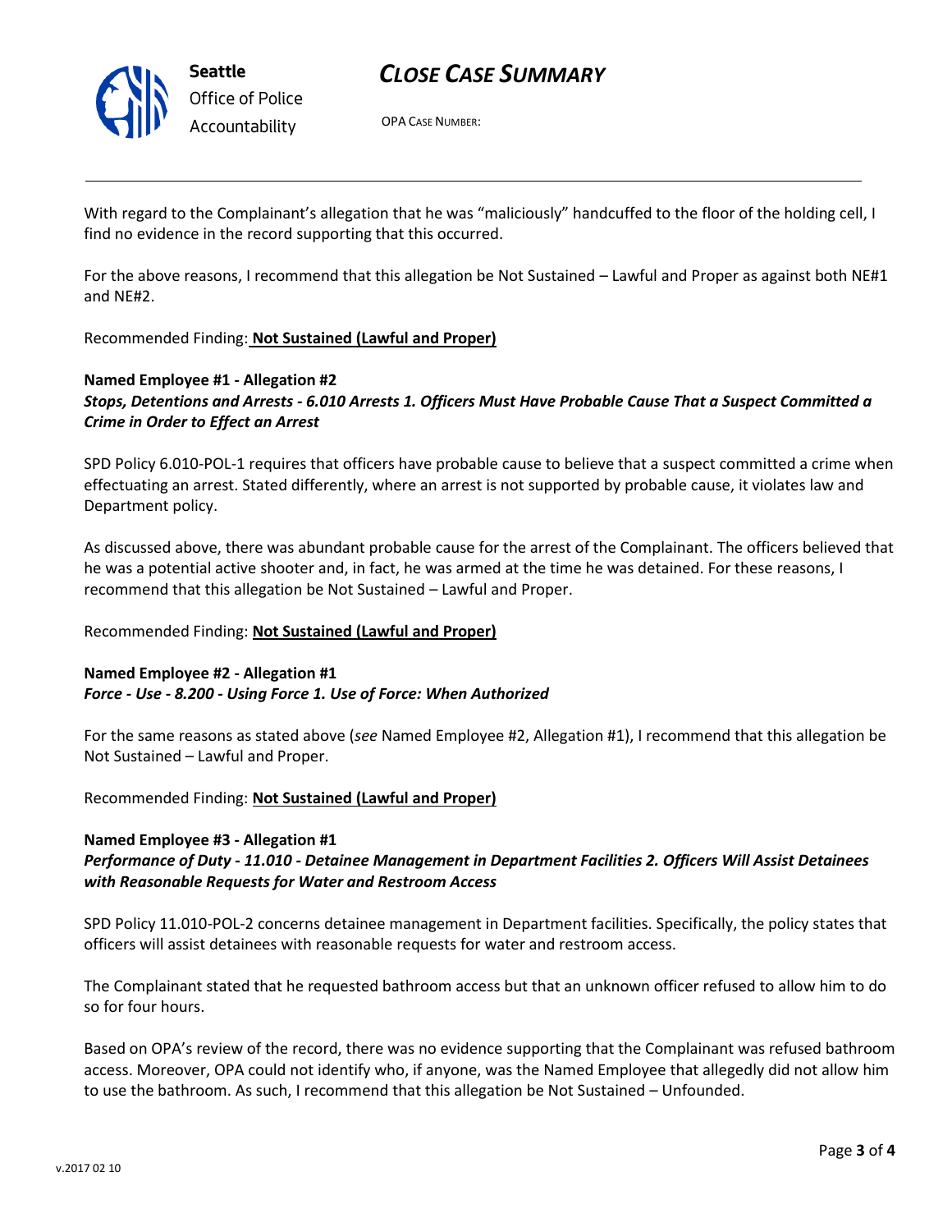With regard to the Complainant's allegation that he was "maliciously" handcuffed to the floor of the holding cell, I find no evidence in the record supporting that this occurred.

For the above reasons, I recommend that this allegation be Not Sustained – Lawful and Proper as against both NE#1 and NE#2.

Recommended Finding: **Not Sustained (Lawful and Proper)**

**Named Employee #1 - Allegation #2**
***Stops, Detentions and Arrests - 6.010 Arrests 1. Officers Must Have Probable Cause That a Suspect Committed a Crime in Order to Effect an Arrest***

SPD Policy 6.010-POL-1 requires that officers have probable cause to believe that a suspect committed a crime when effectuating an arrest. Stated differently, where an arrest is not supported by probable cause, it violates law and Department policy.

As discussed above, there was abundant probable cause for the arrest of the Complainant. The officers believed that he was a potential active shooter and, in fact, he was armed at the time he was detained. For these reasons, I recommend that this allegation be Not Sustained – Lawful and Proper.

Recommended Finding: **Not Sustained (Lawful and Proper)**

**Named Employee #2 - Allegation #1**
***Force - Use - 8.200 - Using Force 1. Use of Force: When Authorized***

For the same reasons as stated above (*see* Named Employee #2, Allegation #1), I recommend that this allegation be Not Sustained – Lawful and Proper.

Recommended Finding: **Not Sustained (Lawful and Proper)**

**Named Employee #3 - Allegation #1**
***Performance of Duty - 11.010 - Detainee Management in Department Facilities 2. Officers Will Assist Detainees with Reasonable Requests for Water and Restroom Access***

SPD Policy 11.010-POL-2 concerns detainee management in Department facilities. Specifically, the policy states that officers will assist detainees with reasonable requests for water and restroom access.

The Complainant stated that he requested bathroom access but that an unknown officer refused to allow him to do so for four hours.

Based on OPA's review of the record, there was no evidence supporting that the Complainant was refused bathroom access. Moreover, OPA could not identify who, if anyone, was the Named Employee that allegedly did not allow him to use the bathroom. As such, I recommend that this allegation be Not Sustained – Unfounded.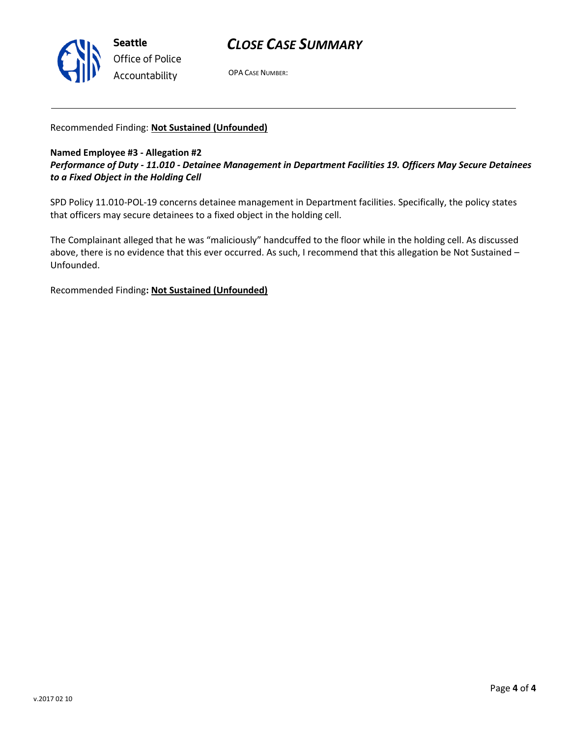Recommended Finding: **Not Sustained (Unfounded)**

**Named Employee #3 - Allegation #2**
***Performance of Duty - 11.010 - Detainee Management in Department Facilities 19. Officers May Secure Detainees to a Fixed Object in the Holding Cell***

SPD Policy 11.010-POL-19 concerns detainee management in Department facilities. Specifically, the policy states that officers may secure detainees to a fixed object in the holding cell.

The Complainant alleged that he was "maliciously" handcuffed to the floor while in the holding cell. As discussed above, there is no evidence that this ever occurred. As such, I recommend that this allegation be Not Sustained – Unfounded.

Recommended Finding**: Not Sustained (Unfounded)**